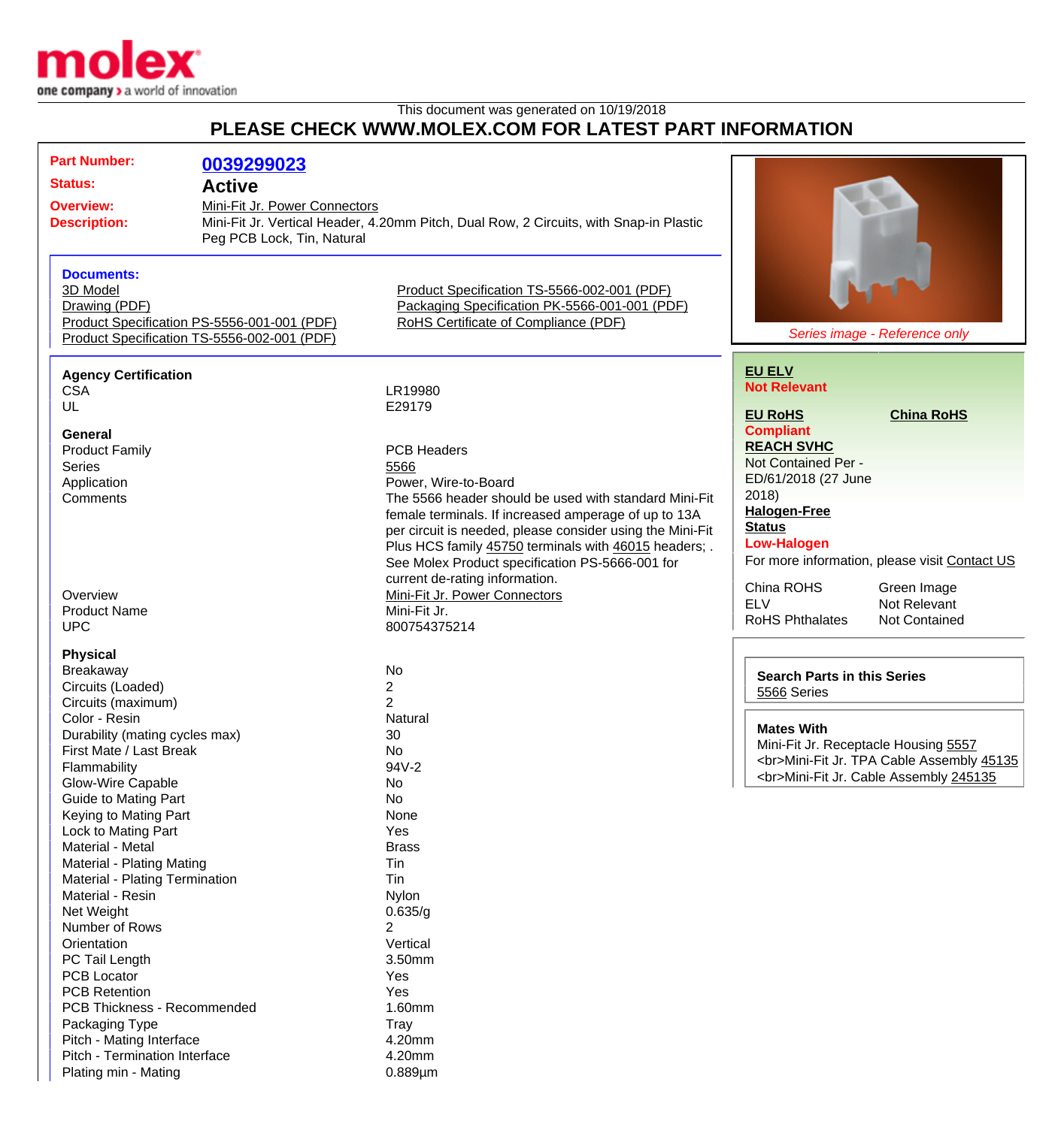This document was generated on 10/19/2018

# PLEASE CHECK WWW.MOLEX.COM FOR LATEST PART INFORMATION

**Part Number:** 0039299023

**Status:** Active

**Overview:** Mini-Fit Jr. Power Connectors

**Description:** Mini-Fit Jr. Vertical Header, 4.20mm Pitch, Dual Row, 2 Circuits, with Snap-in Plastic Peg PCB Lock, Tin, Natural

*Series image - Reference only*

**Documents:**

- 3D Model
- Drawing (PDF)
- Product Specification PS-5556-001-001 (PDF)
- Product Specification TS-5556-002-001 (PDF)
- Product Specification TS-5566-002-001 (PDF)
- Packaging Specification PK-5566-001-001 (PDF)
- RoHS Certificate of Compliance (PDF)

**EU ELV**
Not Relevant

**EU RoHS** — Compliant
**China RoHS**

**REACH SVHC**
Not Contained Per - ED/61/2018 (27 June 2018)

**Halogen-Free Status**
Low-Halogen

For more information, please visit Contact US

| | |
|---|---|
| China ROHS | Green Image |
| ELV | Not Relevant |
| RoHS Phthalates | Not Contained |

**Search Parts in this Series**
5566 Series

**Mates With**
Mini-Fit Jr. Receptacle Housing 5557
<br>Mini-Fit Jr. TPA Cable Assembly 45135
<br>Mini-Fit Jr. Cable Assembly 245135

### Agency Certification

| | |
|---|---|
| CSA | LR19980 |
| UL | E29179 |

### General

| | |
|---|---|
| Product Family | PCB Headers |
| Series | 5566 |
| Application | Power, Wire-to-Board |
| Comments | The 5566 header should be used with standard Mini-Fit female terminals. If increased amperage of up to 13A per circuit is needed, please consider using the Mini-Fit Plus HCS family 45750 terminals with 46015 headers; . See Molex Product specification PS-5666-001 for current de-rating information. |
| Overview | Mini-Fit Jr. Power Connectors |
| Product Name | Mini-Fit Jr. |
| UPC | 800754375214 |

### Physical

| | |
|---|---|
| Breakaway | No |
| Circuits (Loaded) | 2 |
| Circuits (maximum) | 2 |
| Color - Resin | Natural |
| Durability (mating cycles max) | 30 |
| First Mate / Last Break | No |
| Flammability | 94V-2 |
| Glow-Wire Capable | No |
| Guide to Mating Part | No |
| Keying to Mating Part | None |
| Lock to Mating Part | Yes |
| Material - Metal | Brass |
| Material - Plating Mating | Tin |
| Material - Plating Termination | Tin |
| Material - Resin | Nylon |
| Net Weight | 0.635/g |
| Number of Rows | 2 |
| Orientation | Vertical |
| PC Tail Length | 3.50mm |
| PCB Locator | Yes |
| PCB Retention | Yes |
| PCB Thickness - Recommended | 1.60mm |
| Packaging Type | Tray |
| Pitch - Mating Interface | 4.20mm |
| Pitch - Termination Interface | 4.20mm |
| Plating min - Mating | 0.889µm |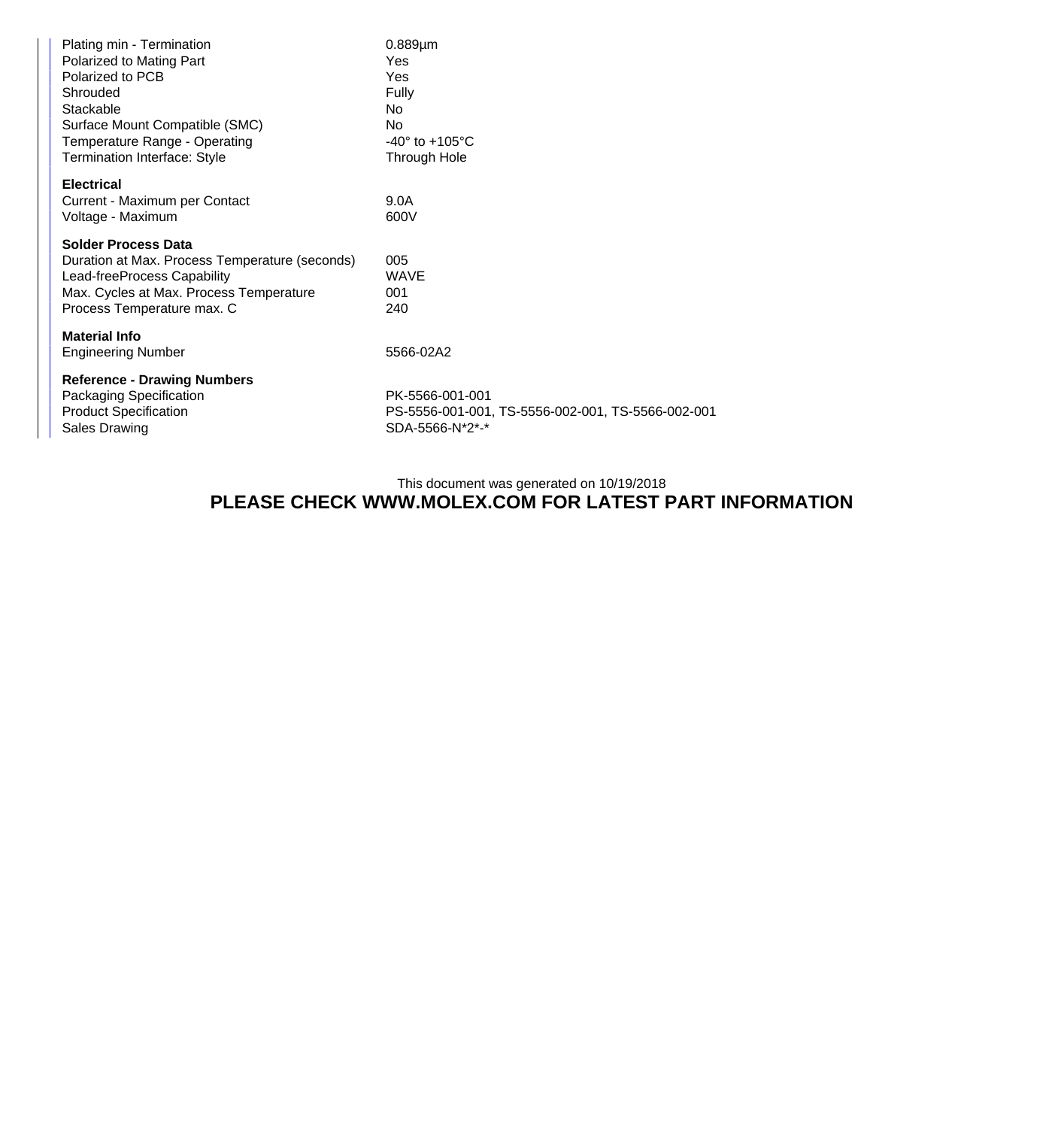| | |
|---|---|
| Plating min - Termination | 0.889µm |
| Polarized to Mating Part | Yes |
| Polarized to PCB | Yes |
| Shrouded | Fully |
| Stackable | No |
| Surface Mount Compatible (SMC) | No |
| Temperature Range - Operating | -40° to +105°C |
| Termination Interface: Style | Through Hole |

**Electrical**

| | |
|---|---|
| Current - Maximum per Contact | 9.0A |
| Voltage - Maximum | 600V |

**Solder Process Data**

| | |
|---|---|
| Duration at Max. Process Temperature (seconds) | 005 |
| Lead-freeProcess Capability | WAVE |
| Max. Cycles at Max. Process Temperature | 001 |
| Process Temperature max. C | 240 |

**Material Info**

| | |
|---|---|
| Engineering Number | 5566-02A2 |

**Reference - Drawing Numbers**

| | |
|---|---|
| Packaging Specification | PK-5566-001-001 |
| Product Specification | PS-5556-001-001, TS-5556-002-001, TS-5566-002-001 |
| Sales Drawing | SDA-5566-N*2*-* |

This document was generated on 10/19/2018

**PLEASE CHECK WWW.MOLEX.COM FOR LATEST PART INFORMATION**